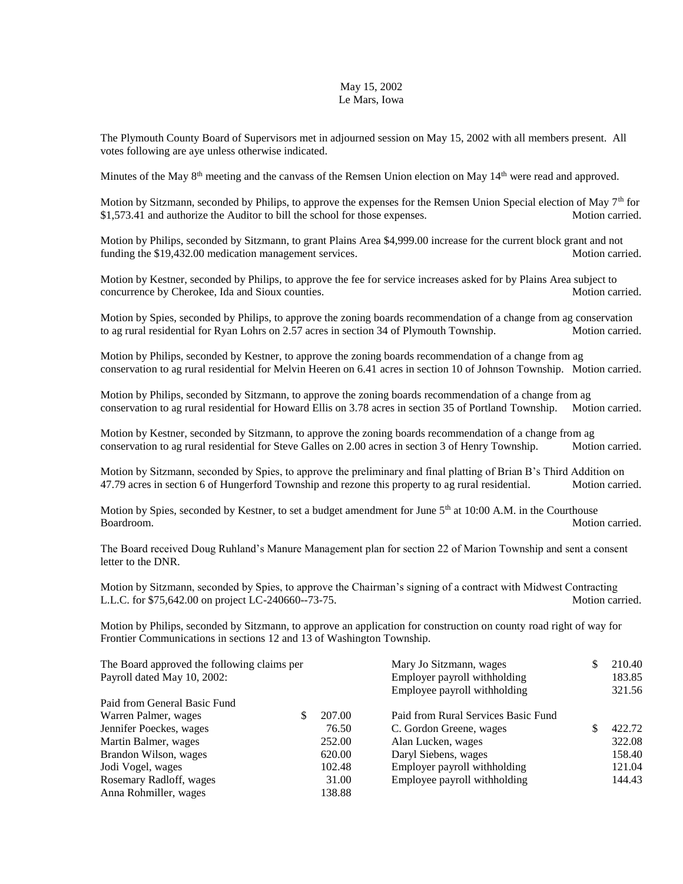May 15, 2002
Le Mars, Iowa

The Plymouth County Board of Supervisors met in adjourned session on May 15, 2002 with all members present. All votes following are aye unless otherwise indicated.

Minutes of the May 8th meeting and the canvass of the Remsen Union election on May 14th were read and approved.

Motion by Sitzmann, seconded by Philips, to approve the expenses for the Remsen Union Special election of May 7th for $1,573.41 and authorize the Auditor to bill the school for those expenses. Motion carried.

Motion by Philips, seconded by Sitzmann, to grant Plains Area $4,999.00 increase for the current block grant and not funding the $19,432.00 medication management services. Motion carried.

Motion by Kestner, seconded by Philips, to approve the fee for service increases asked for by Plains Area subject to concurrence by Cherokee, Ida and Sioux counties. Motion carried.

Motion by Spies, seconded by Philips, to approve the zoning boards recommendation of a change from ag conservation to ag rural residential for Ryan Lohrs on 2.57 acres in section 34 of Plymouth Township. Motion carried.

Motion by Philips, seconded by Kestner, to approve the zoning boards recommendation of a change from ag conservation to ag rural residential for Melvin Heeren on 6.41 acres in section 10 of Johnson Township. Motion carried.

Motion by Philips, seconded by Sitzmann, to approve the zoning boards recommendation of a change from ag conservation to ag rural residential for Howard Ellis on 3.78 acres in section 35 of Portland Township. Motion carried.

Motion by Kestner, seconded by Sitzmann, to approve the zoning boards recommendation of a change from ag conservation to ag rural residential for Steve Galles on 2.00 acres in section 3 of Henry Township. Motion carried.

Motion by Sitzmann, seconded by Spies, to approve the preliminary and final platting of Brian B's Third Addition on 47.79 acres in section 6 of Hungerford Township and rezone this property to ag rural residential. Motion carried.

Motion by Spies, seconded by Kestner, to set a budget amendment for June 5th at 10:00 A.M. in the Courthouse Boardroom. Motion carried.

The Board received Doug Ruhland's Manure Management plan for section 22 of Marion Township and sent a consent letter to the DNR.

Motion by Sitzmann, seconded by Spies, to approve the Chairman's signing of a contract with Midwest Contracting L.L.C. for $75,642.00 on project LC-240660--73-75. Motion carried.

Motion by Philips, seconded by Sitzmann, to approve an application for construction on county road right of way for Frontier Communications in sections 12 and 13 of Washington Township.

The Board approved the following claims per Payroll dated May 10, 2002:

| Paid from General Basic Fund | |
|---|---|
| Warren Palmer, wages | $ 207.00 |
| Jennifer Poeckes, wages | 76.50 |
| Martin Balmer, wages | 252.00 |
| Brandon Wilson, wages | 620.00 |
| Jodi Vogel, wages | 102.48 |
| Rosemary Radloff, wages | 31.00 |
| Anna Rohmiller, wages | 138.88 |
| Mary Jo Sitzmann, wages | $ 210.40 |
| Employer payroll withholding | 183.85 |
| Employee payroll withholding | 321.56 |

| Paid from Rural Services Basic Fund | |
|---|---|
| C. Gordon Greene, wages | $ 422.72 |
| Alan Lucken, wages | 322.08 |
| Daryl Siebens, wages | 158.40 |
| Employer payroll withholding | 121.04 |
| Employee payroll withholding | 144.43 |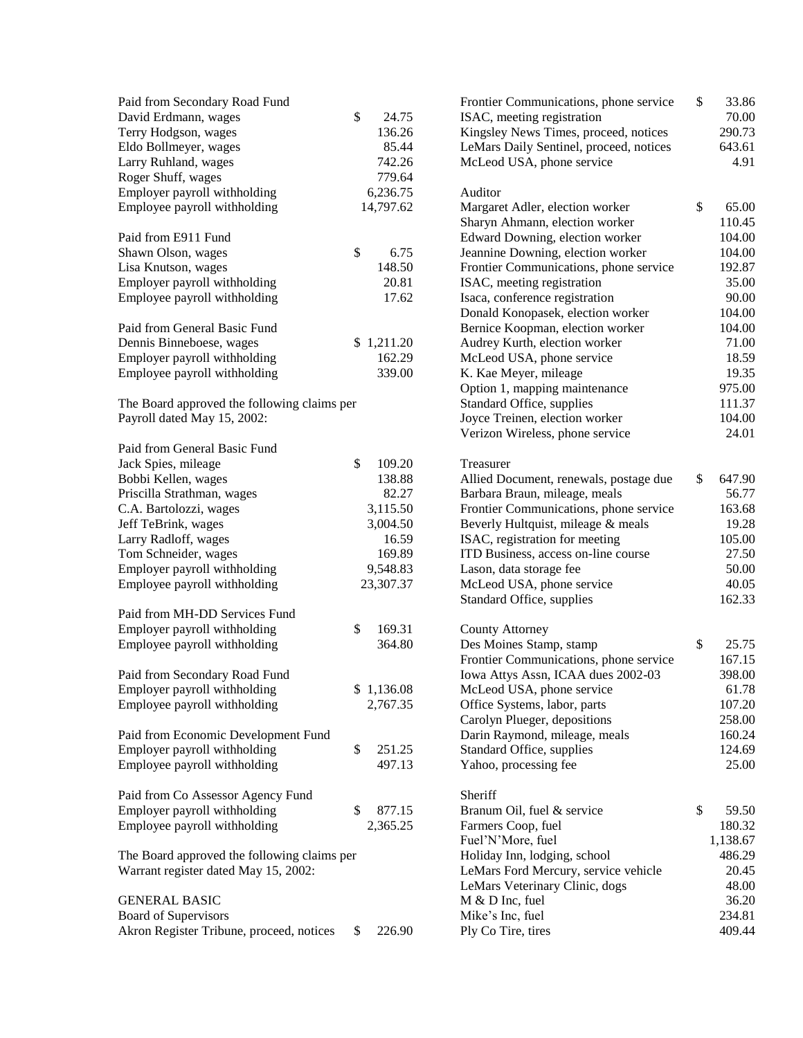Paid from Secondary Road Fund

| | |
|---|---|
| David Erdmann, wages | $ 24.75 |
| Terry Hodgson, wages | 136.26 |
| Eldo Bollmeyer, wages | 85.44 |
| Larry Ruhland, wages | 742.26 |
| Roger Shuff, wages | 779.64 |
| Employer payroll withholding | 6,236.75 |
| Employee payroll withholding | 14,797.62 |

Paid from E911 Fund

| | |
|---|---|
| Shawn Olson, wages | $ 6.75 |
| Lisa Knutson, wages | 148.50 |
| Employer payroll withholding | 20.81 |
| Employee payroll withholding | 17.62 |

Paid from General Basic Fund

| | |
|---|---|
| Dennis Binneboese, wages | $ 1,211.20 |
| Employer payroll withholding | 162.29 |
| Employee payroll withholding | 339.00 |

The Board approved the following claims per Payroll dated May 15, 2002:

Paid from General Basic Fund

| | |
|---|---|
| Jack Spies, mileage | $ 109.20 |
| Bobbi Kellen, wages | 138.88 |
| Priscilla Strathman, wages | 82.27 |
| C.A. Bartolozzi, wages | 3,115.50 |
| Jeff TeBrink, wages | 3,004.50 |
| Larry Radloff, wages | 16.59 |
| Tom Schneider, wages | 169.89 |
| Employer payroll withholding | 9,548.83 |
| Employee payroll withholding | 23,307.37 |

Paid from MH-DD Services Fund

| | |
|---|---|
| Employer payroll withholding | $ 169.31 |
| Employee payroll withholding | 364.80 |

Paid from Secondary Road Fund

| | |
|---|---|
| Employer payroll withholding | $ 1,136.08 |
| Employee payroll withholding | 2,767.35 |

Paid from Economic Development Fund

| | |
|---|---|
| Employer payroll withholding | $ 251.25 |
| Employee payroll withholding | 497.13 |

Paid from Co Assessor Agency Fund

| | |
|---|---|
| Employer payroll withholding | $ 877.15 |
| Employee payroll withholding | 2,365.25 |

The Board approved the following claims per Warrant register dated May 15, 2002:

GENERAL BASIC

Board of Supervisors

| | |
|---|---|
| Akron Register Tribune, proceed, notices | $ 226.90 |
| Frontier Communications, phone service | $ 33.86 |
| ISAC, meeting registration | 70.00 |
| Kingsley News Times, proceed, notices | 290.73 |
| LeMars Daily Sentinel, proceed, notices | 643.61 |
| McLeod USA, phone service | 4.91 |

Auditor

| | |
|---|---|
| Margaret Adler, election worker | $ 65.00 |
| Sharyn Ahmann, election worker | 110.45 |
| Edward Downing, election worker | 104.00 |
| Jeannine Downing, election worker | 104.00 |
| Frontier Communications, phone service | 192.87 |
| ISAC, meeting registration | 35.00 |
| Isaca, conference registration | 90.00 |
| Donald Konopasek, election worker | 104.00 |
| Bernice Koopman, election worker | 104.00 |
| Audrey Kurth, election worker | 71.00 |
| McLeod USA, phone service | 18.59 |
| K. Kae Meyer, mileage | 19.35 |
| Option 1, mapping maintenance | 975.00 |
| Standard Office, supplies | 111.37 |
| Joyce Treinen, election worker | 104.00 |
| Verizon Wireless, phone service | 24.01 |

Treasurer

| | |
|---|---|
| Allied Document, renewals, postage due | $ 647.90 |
| Barbara Braun, mileage, meals | 56.77 |
| Frontier Communications, phone service | 163.68 |
| Beverly Hultquist, mileage & meals | 19.28 |
| ISAC, registration for meeting | 105.00 |
| ITD Business, access on-line course | 27.50 |
| Lason, data storage fee | 50.00 |
| McLeod USA, phone service | 40.05 |
| Standard Office, supplies | 162.33 |

County Attorney

| | |
|---|---|
| Des Moines Stamp, stamp | $ 25.75 |
| Frontier Communications, phone service | 167.15 |
| Iowa Attys Assn, ICAA dues 2002-03 | 398.00 |
| McLeod USA, phone service | 61.78 |
| Office Systems, labor, parts | 107.20 |
| Carolyn Plueger, depositions | 258.00 |
| Darin Raymond, mileage, meals | 160.24 |
| Standard Office, supplies | 124.69 |
| Yahoo, processing fee | 25.00 |

Sheriff

| | |
|---|---|
| Branum Oil, fuel & service | $ 59.50 |
| Farmers Coop, fuel | 180.32 |
| Fuel'N'More, fuel | 1,138.67 |
| Holiday Inn, lodging, school | 486.29 |
| LeMars Ford Mercury, service vehicle | 20.45 |
| LeMars Veterinary Clinic, dogs | 48.00 |
| M & D Inc, fuel | 36.20 |
| Mike's Inc, fuel | 234.81 |
| Ply Co Tire, tires | 409.44 |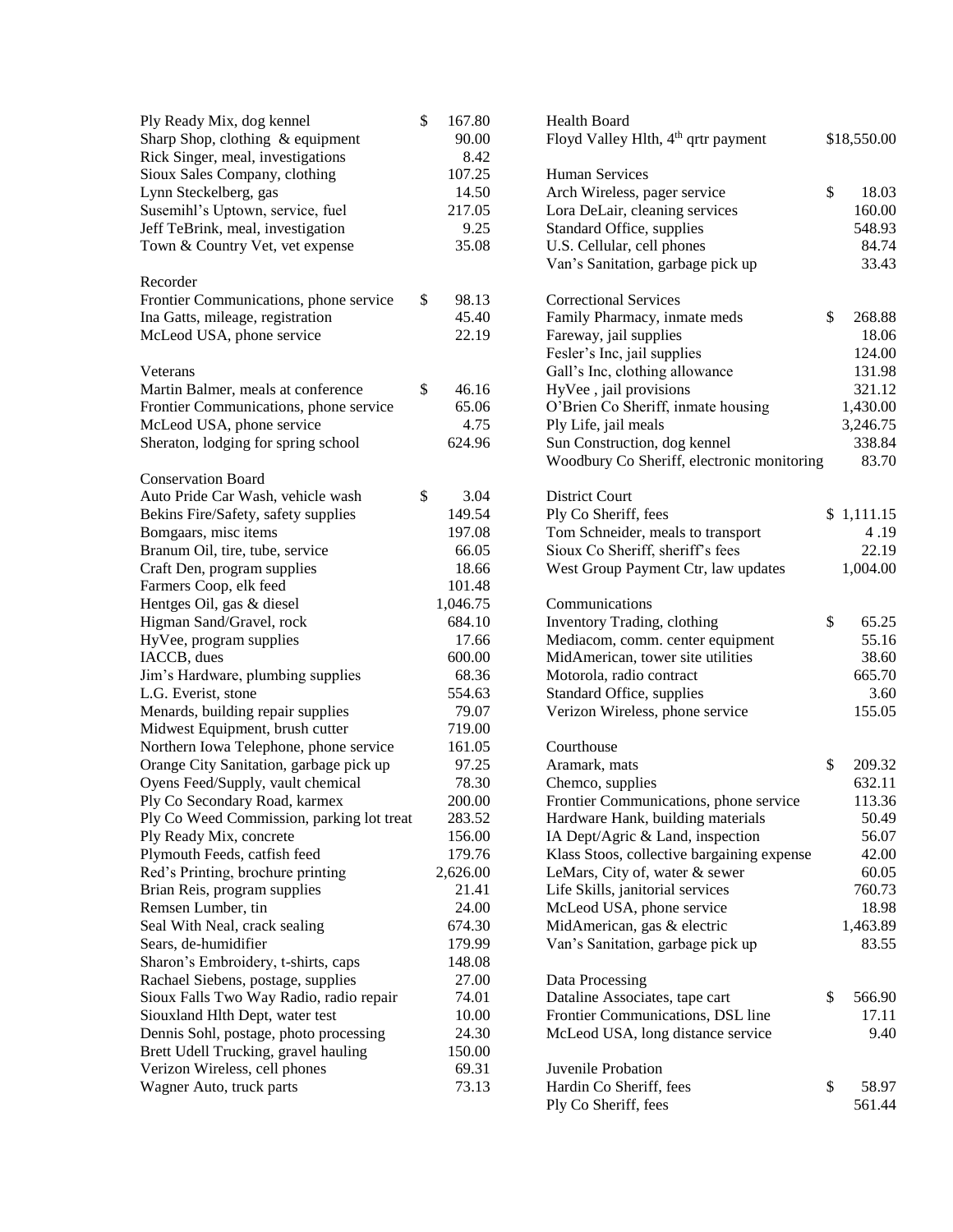| | |
|---|---|
| Ply Ready Mix, dog kennel | $ 167.80 |
| Sharp Shop, clothing & equipment | 90.00 |
| Rick Singer, meal, investigations | 8.42 |
| Sioux Sales Company, clothing | 107.25 |
| Lynn Steckelberg, gas | 14.50 |
| Susemihl's Uptown, service, fuel | 217.05 |
| Jeff TeBrink, meal, investigation | 9.25 |
| Town & Country Vet, vet expense | 35.08 |

Recorder

| | |
|---|---|
| Frontier Communications, phone service | $ 98.13 |
| Ina Gatts, mileage, registration | 45.40 |
| McLeod USA, phone service | 22.19 |

Veterans

| | |
|---|---|
| Martin Balmer, meals at conference | $ 46.16 |
| Frontier Communications, phone service | 65.06 |
| McLeod USA, phone service | 4.75 |
| Sheraton, lodging for spring school | 624.96 |

Conservation Board

| | |
|---|---|
| Auto Pride Car Wash, vehicle wash | $ 3.04 |
| Bekins Fire/Safety, safety supplies | 149.54 |
| Bomgaars, misc items | 197.08 |
| Branum Oil, tire, tube, service | 66.05 |
| Craft Den, program supplies | 18.66 |
| Farmers Coop, elk feed | 101.48 |
| Hentges Oil, gas & diesel | 1,046.75 |
| Higman Sand/Gravel, rock | 684.10 |
| HyVee, program supplies | 17.66 |
| IACCB, dues | 600.00 |
| Jim's Hardware, plumbing supplies | 68.36 |
| L.G. Everist, stone | 554.63 |
| Menards, building repair supplies | 79.07 |
| Midwest Equipment, brush cutter | 719.00 |
| Northern Iowa Telephone, phone service | 161.05 |
| Orange City Sanitation, garbage pick up | 97.25 |
| Oyens Feed/Supply, vault chemical | 78.30 |
| Ply Co Secondary Road, karmex | 200.00 |
| Ply Co Weed Commission, parking lot treat | 283.52 |
| Ply Ready Mix, concrete | 156.00 |
| Plymouth Feeds, catfish feed | 179.76 |
| Red's Printing, brochure printing | 2,626.00 |
| Brian Reis, program supplies | 21.41 |
| Remsen Lumber, tin | 24.00 |
| Seal With Neal, crack sealing | 674.30 |
| Sears, de-humidifier | 179.99 |
| Sharon's Embroidery, t-shirts, caps | 148.08 |
| Rachael Siebens, postage, supplies | 27.00 |
| Sioux Falls Two Way Radio, radio repair | 74.01 |
| Siouxland Hlth Dept, water test | 10.00 |
| Dennis Sohl, postage, photo processing | 24.30 |
| Brett Udell Trucking, gravel hauling | 150.00 |
| Verizon Wireless, cell phones | 69.31 |
| Wagner Auto, truck parts | 73.13 |

Health Board

| | |
|---|---|
| Floyd Valley Hlth, 4th qrtr payment | $18,550.00 |

Human Services

| | |
|---|---|
| Arch Wireless, pager service | $ 18.03 |
| Lora DeLair, cleaning services | 160.00 |
| Standard Office, supplies | 548.93 |
| U.S. Cellular, cell phones | 84.74 |
| Van's Sanitation, garbage pick up | 33.43 |

Correctional Services

| | |
|---|---|
| Family Pharmacy, inmate meds | $ 268.88 |
| Fareway, jail supplies | 18.06 |
| Fesler's Inc, jail supplies | 124.00 |
| Gall's Inc, clothing allowance | 131.98 |
| HyVee , jail provisions | 321.12 |
| O'Brien Co Sheriff, inmate housing | 1,430.00 |
| Ply Life, jail meals | 3,246.75 |
| Sun Construction, dog kennel | 338.84 |
| Woodbury Co Sheriff, electronic monitoring | 83.70 |

District Court

| | |
|---|---|
| Ply Co Sheriff, fees | $ 1,111.15 |
| Tom Schneider, meals to transport | 4 .19 |
| Sioux Co Sheriff, sheriff's fees | 22.19 |
| West Group Payment Ctr, law updates | 1,004.00 |

Communications

| | |
|---|---|
| Inventory Trading, clothing | $ 65.25 |
| Mediacom, comm. center equipment | 55.16 |
| MidAmerican, tower site utilities | 38.60 |
| Motorola, radio contract | 665.70 |
| Standard Office, supplies | 3.60 |
| Verizon Wireless, phone service | 155.05 |

Courthouse

| | |
|---|---|
| Aramark, mats | $ 209.32 |
| Chemco, supplies | 632.11 |
| Frontier Communications, phone service | 113.36 |
| Hardware Hank, building materials | 50.49 |
| IA Dept/Agric & Land, inspection | 56.07 |
| Klass Stoos, collective bargaining expense | 42.00 |
| LeMars, City of, water & sewer | 60.05 |
| Life Skills, janitorial services | 760.73 |
| McLeod USA, phone service | 18.98 |
| MidAmerican, gas & electric | 1,463.89 |
| Van's Sanitation, garbage pick up | 83.55 |

Data Processing

| | |
|---|---|
| Dataline Associates, tape cart | $ 566.90 |
| Frontier Communications, DSL line | 17.11 |
| McLeod USA, long distance service | 9.40 |

Juvenile Probation

| | |
|---|---|
| Hardin Co Sheriff, fees | $ 58.97 |
| Ply Co Sheriff, fees | 561.44 |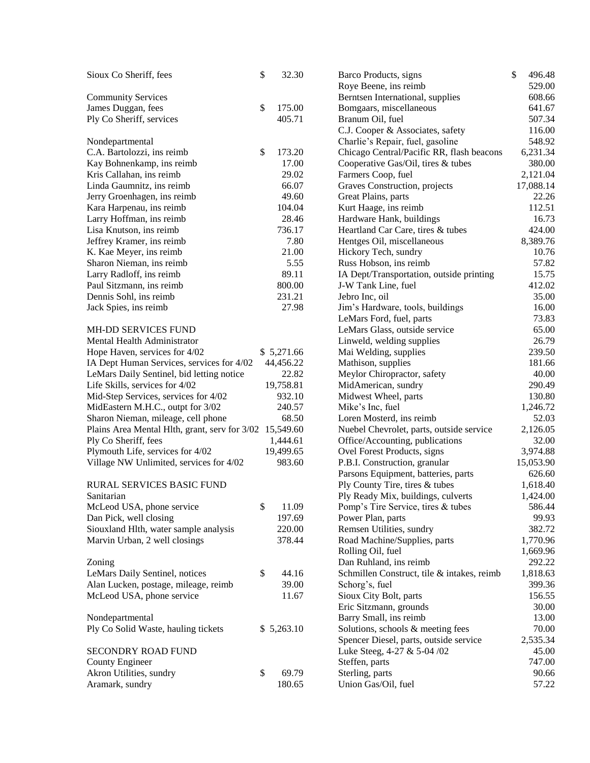| | | |
|---|---|---|
| Sioux Co Sheriff, fees | $ | 32.30 |
| | | |
| Community Services | | |
| James Duggan, fees | $ | 175.00 |
| Ply Co Sheriff, services | | 405.71 |
| | | |
| Nondepartmental | | |
| C.A. Bartolozzi, ins reimb | $ | 173.20 |
| Kay Bohnenkamp, ins reimb | | 17.00 |
| Kris Callahan, ins reimb | | 29.02 |
| Linda Gaumnitz, ins reimb | | 66.07 |
| Jerry Groenhagen, ins reimb | | 49.60 |
| Kara Harpenau, ins reimb | | 104.04 |
| Larry Hoffman, ins reimb | | 28.46 |
| Lisa Knutson, ins reimb | | 736.17 |
| Jeffrey Kramer, ins reimb | | 7.80 |
| K. Kae Meyer, ins reimb | | 21.00 |
| Sharon Nieman, ins reimb | | 5.55 |
| Larry Radloff, ins reimb | | 89.11 |
| Paul Sitzmann, ins reimb | | 800.00 |
| Dennis Sohl, ins reimb | | 231.21 |
| Jack Spies, ins reimb | | 27.98 |
| | | |
| MH-DD SERVICES FUND | | |
| Mental Health Administrator | | |
| Hope Haven, services for 4/02 | $ | 5,271.66 |
| IA Dept Human Services, services for 4/02 | | 44,456.22 |
| LeMars Daily Sentinel, bid letting notice | | 22.82 |
| Life Skills, services for 4/02 | | 19,758.81 |
| Mid-Step Services, services for 4/02 | | 932.10 |
| MidEastern M.H.C., outpt for 3/02 | | 240.57 |
| Sharon Nieman, mileage, cell phone | | 68.50 |
| Plains Area Mental Hlth, grant, serv for 3/02 | | 15,549.60 |
| Ply Co Sheriff, fees | | 1,444.61 |
| Plymouth Life, services for 4/02 | | 19,499.65 |
| Village NW Unlimited, services for 4/02 | | 983.60 |
| | | |
| RURAL SERVICES BASIC FUND | | |
| Sanitarian | | |
| McLeod USA, phone service | $ | 11.09 |
| Dan Pick, well closing | | 197.69 |
| Siouxland Hlth, water sample analysis | | 220.00 |
| Marvin Urban, 2 well closings | | 378.44 |
| | | |
| Zoning | | |
| LeMars Daily Sentinel, notices | $ | 44.16 |
| Alan Lucken, postage, mileage, reimb | | 39.00 |
| McLeod USA, phone service | | 11.67 |
| | | |
| Nondepartmental | | |
| Ply Co Solid Waste, hauling tickets | $ | 5,263.10 |
| | | |
| SECONDRY ROAD FUND | | |
| County Engineer | | |
| Akron Utilities, sundry | $ | 69.79 |
| Aramark, sundry | | 180.65 |
| Barco Products, signs | $ | 496.48 |
| Roye Beene, ins reimb | | 529.00 |
| Berntsen International, supplies | | 608.66 |
| Bomgaars, miscellaneous | | 641.67 |
| Branum Oil, fuel | | 507.34 |
| C.J. Cooper & Associates, safety | | 116.00 |
| Charlie's Repair, fuel, gasoline | | 548.92 |
| Chicago Central/Pacific RR, flash beacons | | 6,231.34 |
| Cooperative Gas/Oil, tires & tubes | | 380.00 |
| Farmers Coop, fuel | | 2,121.04 |
| Graves Construction, projects | | 17,088.14 |
| Great Plains, parts | | 22.26 |
| Kurt Haage, ins reimb | | 112.51 |
| Hardware Hank, buildings | | 16.73 |
| Heartland Car Care, tires & tubes | | 424.00 |
| Hentges Oil, miscellaneous | | 8,389.76 |
| Hickory Tech, sundry | | 10.76 |
| Russ Hobson, ins reimb | | 57.82 |
| IA Dept/Transportation, outside printing | | 15.75 |
| J-W Tank Line, fuel | | 412.02 |
| Jebro Inc, oil | | 35.00 |
| Jim's Hardware, tools, buildings | | 16.00 |
| LeMars Ford, fuel, parts | | 73.83 |
| LeMars Glass, outside service | | 65.00 |
| Linweld, welding supplies | | 26.79 |
| Mai Welding, supplies | | 239.50 |
| Mathison, supplies | | 181.66 |
| Meylor Chiropractor, safety | | 40.00 |
| MidAmerican, sundry | | 290.49 |
| Midwest Wheel, parts | | 130.80 |
| Mike's Inc, fuel | | 1,246.72 |
| Loren Mosterd, ins reimb | | 52.03 |
| Nuebel Chevrolet, parts, outside service | | 2,126.05 |
| Office/Accounting, publications | | 32.00 |
| Ovel Forest Products, signs | | 3,974.88 |
| P.B.I. Construction, granular | | 15,053.90 |
| Parsons Equipment, batteries, parts | | 626.60 |
| Ply County Tire, tires & tubes | | 1,618.40 |
| Ply Ready Mix, buildings, culverts | | 1,424.00 |
| Pomp's Tire Service, tires & tubes | | 586.44 |
| Power Plan, parts | | 99.93 |
| Remsen Utilities, sundry | | 382.72 |
| Road Machine/Supplies, parts | | 1,770.96 |
| Rolling Oil, fuel | | 1,669.96 |
| Dan Ruhland, ins reimb | | 292.22 |
| Schmillen Construct, tile & intakes, reimb | | 1,818.63 |
| Schorg's, fuel | | 399.36 |
| Sioux City Bolt, parts | | 156.55 |
| Eric Sitzmann, grounds | | 30.00 |
| Barry Small, ins reimb | | 13.00 |
| Solutions, schools & meeting fees | | 70.00 |
| Spencer Diesel, parts, outside service | | 2,535.34 |
| Luke Steeg, 4-27 & 5-04 /02 | | 45.00 |
| Steffen, parts | | 747.00 |
| Sterling, parts | | 90.66 |
| Union Gas/Oil, fuel | | 57.22 |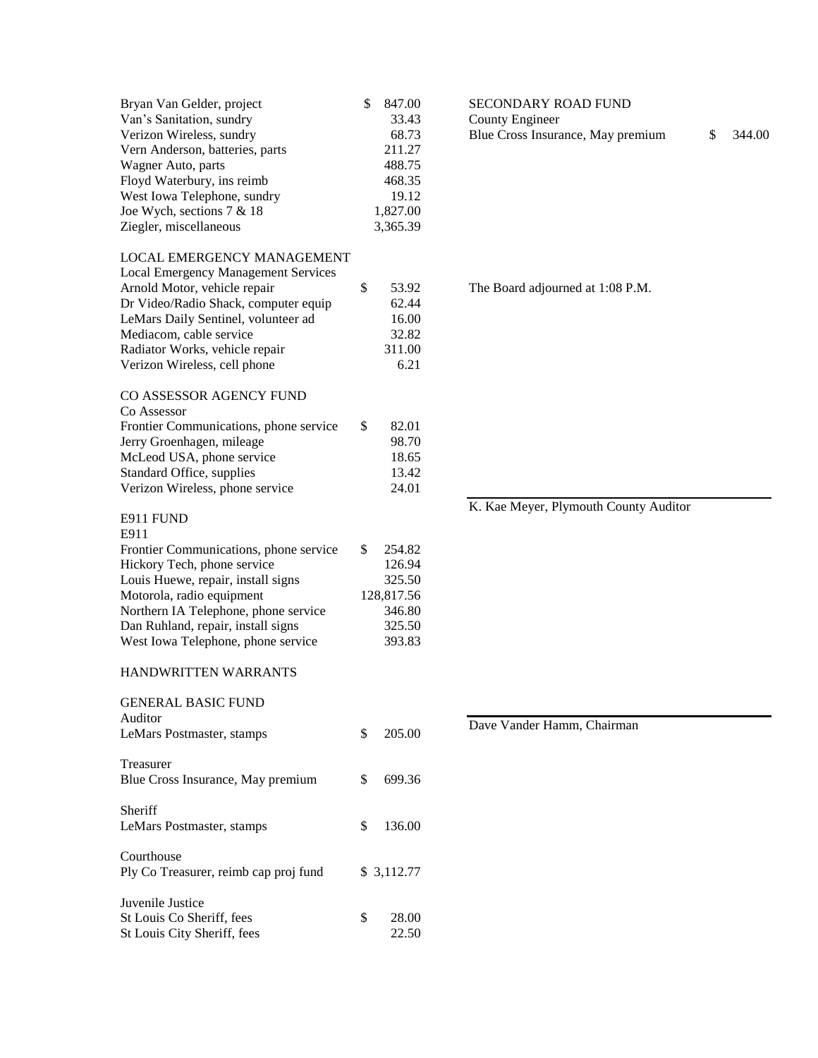| | | |
|---|---|---|
| Bryan Van Gelder, project | $ | 847.00 |
| Van's Sanitation, sundry | | 33.43 |
| Verizon Wireless, sundry | | 68.73 |
| Vern Anderson, batteries, parts | | 211.27 |
| Wagner Auto, parts | | 488.75 |
| Floyd Waterbury, ins reimb | | 468.35 |
| West Iowa Telephone, sundry | | 19.12 |
| Joe Wych, sections 7 & 18 | | 1,827.00 |
| Ziegler, miscellaneous | | 3,365.39 |

LOCAL EMERGENCY MANAGEMENT

Local Emergency Management Services

| | | |
|---|---|---|
| Arnold Motor, vehicle repair | $ | 53.92 |
| Dr Video/Radio Shack, computer equip | | 62.44 |
| LeMars Daily Sentinel, volunteer ad | | 16.00 |
| Mediacom, cable service | | 32.82 |
| Radiator Works, vehicle repair | | 311.00 |
| Verizon Wireless, cell phone | | 6.21 |

CO ASSESSOR AGENCY FUND

Co Assessor

| | | |
|---|---|---|
| Frontier Communications, phone service | $ | 82.01 |
| Jerry Groenhagen, mileage | | 98.70 |
| McLeod USA, phone service | | 18.65 |
| Standard Office, supplies | | 13.42 |
| Verizon Wireless, phone service | | 24.01 |

E911 FUND

E911

| | | |
|---|---|---|
| Frontier Communications, phone service | $ | 254.82 |
| Hickory Tech, phone service | | 126.94 |
| Louis Huewe, repair, install signs | | 325.50 |
| Motorola, radio equipment | | 128,817.56 |
| Northern IA Telephone, phone service | | 346.80 |
| Dan Ruhland, repair, install signs | | 325.50 |
| West Iowa Telephone, phone service | | 393.83 |

HANDWRITTEN WARRANTS

GENERAL BASIC FUND

Auditor

| | | |
|---|---|---|
| LeMars Postmaster, stamps | $ | 205.00 |

Treasurer

| | | |
|---|---|---|
| Blue Cross Insurance, May premium | $ | 699.36 |

Sheriff

| | | |
|---|---|---|
| LeMars Postmaster, stamps | $ | 136.00 |

Courthouse

| | | |
|---|---|---|
| Ply Co Treasurer, reimb cap proj fund | $ | 3,112.77 |

Juvenile Justice

| | | |
|---|---|---|
| St Louis Co Sheriff, fees | $ | 28.00 |
| St Louis City Sheriff, fees | | 22.50 |

SECONDARY ROAD FUND

County Engineer

| | | |
|---|---|---|
| Blue Cross Insurance, May premium | $ | 344.00 |

The Board adjourned at 1:08 P.M.

K. Kae Meyer, Plymouth County Auditor

Dave Vander Hamm, Chairman